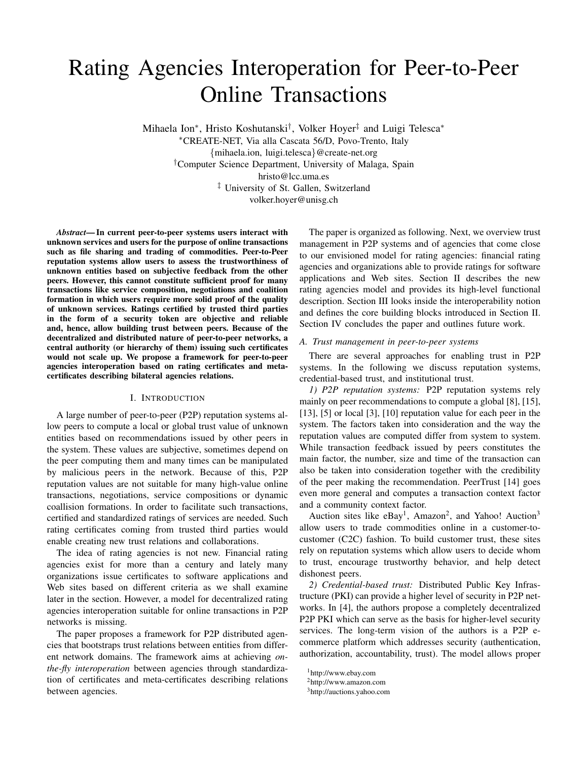# Rating Agencies Interoperation for Peer-to-Peer Online Transactions

Mihaela Ion*, Hristo Koshutanski†, Volker Hoyer‡ and Luigi Telesca*

*CREATE-NET, Via alla Cascata 56/D, Povo-Trento, Italy
{mihaela.ion, luigi.telesca}@create-net.org

†Computer Science Department, University of Malaga, Spain
hristo@lcc.uma.es

‡ University of St. Gallen, Switzerland
volker.hoyer@unisg.ch

***Abstract*— In current peer-to-peer systems users interact with unknown services and users for the purpose of online transactions such as file sharing and trading of commodities. Peer-to-Peer reputation systems allow users to assess the trustworthiness of unknown entities based on subjective feedback from the other peers. However, this cannot constitute sufficient proof for many transactions like service composition, negotiations and coalition formation in which users require more solid proof of the quality of unknown services. Ratings certified by trusted third parties in the form of a security token are objective and reliable and, hence, allow building trust between peers. Because of the decentralized and distributed nature of peer-to-peer networks, a central authority (or hierarchy of them) issuing such certificates would not scale up. We propose a framework for peer-to-peer agencies interoperation based on rating certificates and meta-certificates describing bilateral agencies relations.**

## I. Introduction

A large number of peer-to-peer (P2P) reputation systems allow peers to compute a local or global trust value of unknown entities based on recommendations issued by other peers in the system. These values are subjective, sometimes depend on the peer computing them and many times can be manipulated by malicious peers in the network. Because of this, P2P reputation values are not suitable for many high-value online transactions, negotiations, service compositions or dynamic coallision formations. In order to facilitate such transactions, certified and standardized ratings of services are needed. Such rating certificates coming from trusted third parties would enable creating new trust relations and collaborations.

The idea of rating agencies is not new. Financial rating agencies exist for more than a century and lately many organizations issue certificates to software applications and Web sites based on different criteria as we shall examine later in the section. However, a model for decentralized rating agencies interoperation suitable for online transactions in P2P networks is missing.

The paper proposes a framework for P2P distributed agencies that bootstraps trust relations between entities from different network domains. The framework aims at achieving *on-the-fly interoperation* between agencies through standardization of certificates and meta-certificates describing relations between agencies.

The paper is organized as following. Next, we overview trust management in P2P systems and of agencies that come close to our envisioned model for rating agencies: financial rating agencies and organizations able to provide ratings for software applications and Web sites. Section II describes the new rating agencies model and provides its high-level functional description. Section III looks inside the interoperability notion and defines the core building blocks introduced in Section II. Section IV concludes the paper and outlines future work.

### A. Trust management in peer-to-peer systems

There are several approaches for enabling trust in P2P systems. In the following we discuss reputation systems, credential-based trust, and institutional trust.

*1) P2P reputation systems:* P2P reputation systems rely mainly on peer recommendations to compute a global [8], [15], [13], [5] or local [3], [10] reputation value for each peer in the system. The factors taken into consideration and the way the reputation values are computed differ from system to system. While transaction feedback issued by peers constitutes the main factor, the number, size and time of the transaction can also be taken into consideration together with the credibility of the peer making the recommendation. PeerTrust [14] goes even more general and computes a transaction context factor and a community context factor.

Auction sites like eBay[1], Amazon[2], and Yahoo! Auction[3] allow users to trade commodities online in a customer-to-customer (C2C) fashion. To build customer trust, these sites rely on reputation systems which allow users to decide whom to trust, encourage trustworthy behavior, and help detect dishonest peers.

*2) Credential-based trust:* Distributed Public Key Infrastructure (PKI) can provide a higher level of security in P2P networks. In [4], the authors propose a completely decentralized P2P PKI which can serve as the basis for higher-level security services. The long-term vision of the authors is a P2P e-commerce platform which addresses security (authentication, authorization, accountability, trust). The model allows proper

[1] http://www.ebay.com
[2] http://www.amazon.com
[3] http://auctions.yahoo.com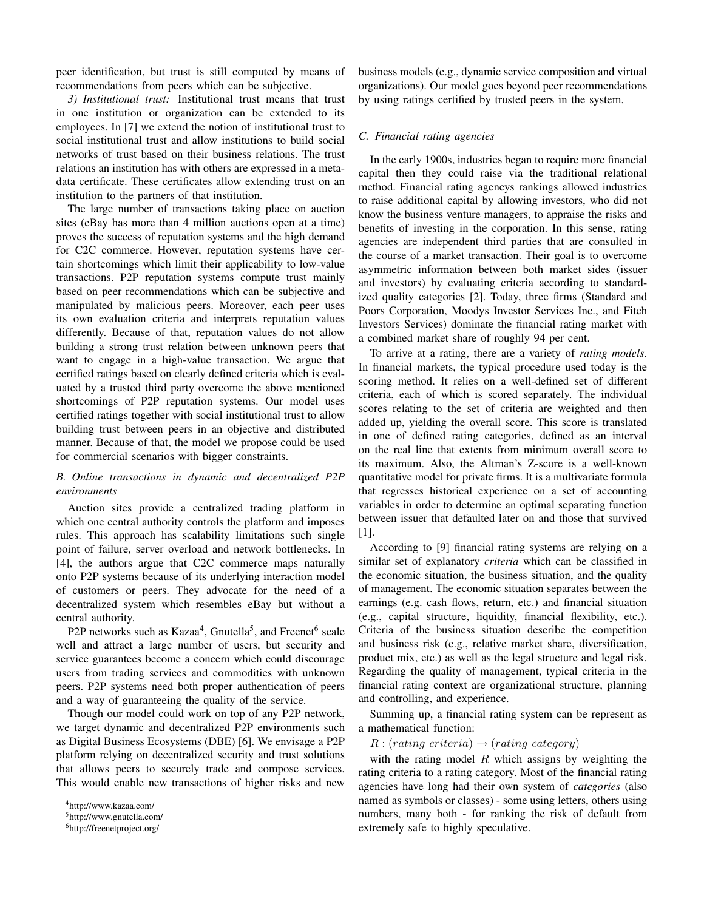peer identification, but trust is still computed by means of recommendations from peers which can be subjective.

*3) Institutional trust:* Institutional trust means that trust in one institution or organization can be extended to its employees. In [7] we extend the notion of institutional trust to social institutional trust and allow institutions to build social networks of trust based on their business relations. The trust relations an institution has with others are expressed in a metadata certificate. These certificates allow extending trust on an institution to the partners of that institution.

The large number of transactions taking place on auction sites (eBay has more than 4 million auctions open at a time) proves the success of reputation systems and the high demand for C2C commerce. However, reputation systems have certain shortcomings which limit their applicability to low-value transactions. P2P reputation systems compute trust mainly based on peer recommendations which can be subjective and manipulated by malicious peers. Moreover, each peer uses its own evaluation criteria and interprets reputation values differently. Because of that, reputation values do not allow building a strong trust relation between unknown peers that want to engage in a high-value transaction. We argue that certified ratings based on clearly defined criteria which is evaluated by a trusted third party overcome the above mentioned shortcomings of P2P reputation systems. Our model uses certified ratings together with social institutional trust to allow building trust between peers in an objective and distributed manner. Because of that, the model we propose could be used for commercial scenarios with bigger constraints.

### *B. Online transactions in dynamic and decentralized P2P environments*

Auction sites provide a centralized trading platform in which one central authority controls the platform and imposes rules. This approach has scalability limitations such single point of failure, server overload and network bottlenecks. In [4], the authors argue that C2C commerce maps naturally onto P2P systems because of its underlying interaction model of customers or peers. They advocate for the need of a decentralized system which resembles eBay but without a central authority.

P2P networks such as Kazaa[4], Gnutella[5], and Freenet[6] scale well and attract a large number of users, but security and service guarantees become a concern which could discourage users from trading services and commodities with unknown peers. P2P systems need both proper authentication of peers and a way of guaranteeing the quality of the service.

Though our model could work on top of any P2P network, we target dynamic and decentralized P2P environments such as Digital Business Ecosystems (DBE) [6]. We envisage a P2P platform relying on decentralized security and trust solutions that allows peers to securely trade and compose services. This would enable new transactions of higher risks and new business models (e.g., dynamic service composition and virtual organizations). Our model goes beyond peer recommendations by using ratings certified by trusted peers in the system.

### *C. Financial rating agencies*

In the early 1900s, industries began to require more financial capital then they could raise via the traditional relational method. Financial rating agencys rankings allowed industries to raise additional capital by allowing investors, who did not know the business venture managers, to appraise the risks and benefits of investing in the corporation. In this sense, rating agencies are independent third parties that are consulted in the course of a market transaction. Their goal is to overcome asymmetric information between both market sides (issuer and investors) by evaluating criteria according to standardized quality categories [2]. Today, three firms (Standard and Poors Corporation, Moodys Investor Services Inc., and Fitch Investors Services) dominate the financial rating market with a combined market share of roughly 94 per cent.

To arrive at a rating, there are a variety of *rating models*. In financial markets, the typical procedure used today is the scoring method. It relies on a well-defined set of different criteria, each of which is scored separately. The individual scores relating to the set of criteria are weighted and then added up, yielding the overall score. This score is translated in one of defined rating categories, defined as an interval on the real line that extents from minimum overall score to its maximum. Also, the Altman's Z-score is a well-known quantitative model for private firms. It is a multivariate formula that regresses historical experience on a set of accounting variables in order to determine an optimal separating function between issuer that defaulted later on and those that survived [1].

According to [9] financial rating systems are relying on a similar set of explanatory *criteria* which can be classified in the economic situation, the business situation, and the quality of management. The economic situation separates between the earnings (e.g. cash flows, return, etc.) and financial situation (e.g., capital structure, liquidity, financial flexibility, etc.). Criteria of the business situation describe the competition and business risk (e.g., relative market share, diversification, product mix, etc.) as well as the legal structure and legal risk. Regarding the quality of management, typical criteria in the financial rating context are organizational structure, planning and controlling, and experience.

Summing up, a financial rating system can be represent as a mathematical function:

$R : (rating\_criteria) \rightarrow (rating\_category)$

with the rating model $R$ which assigns by weighting the rating criteria to a rating category. Most of the financial rating agencies have long had their own system of *categories* (also named as symbols or classes) - some using letters, others using numbers, many both - for ranking the risk of default from extremely safe to highly speculative.

[4] http://www.kazaa.com/

[5] http://www.gnutella.com/

[6] http://freenetproject.org/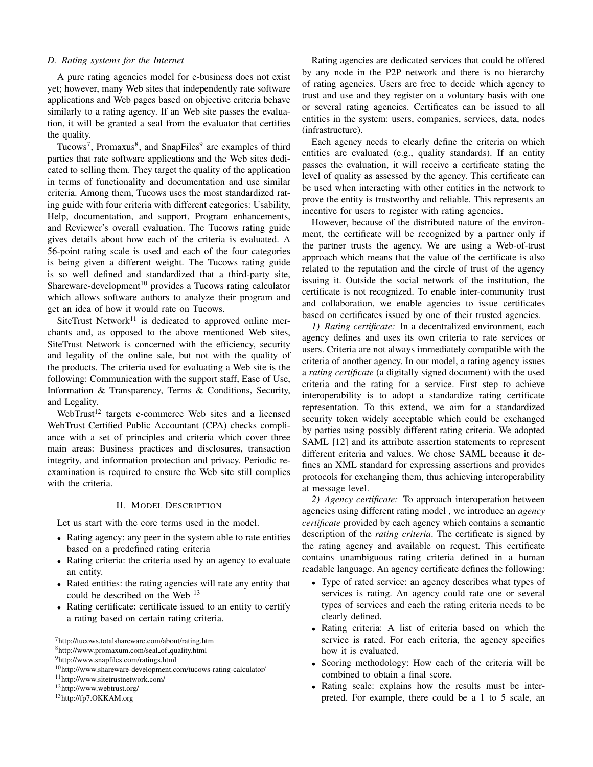### D. Rating systems for the Internet

A pure rating agencies model for e-business does not exist yet; however, many Web sites that independently rate software applications and Web pages based on objective criteria behave similarly to a rating agency. If an Web site passes the evaluation, it will be granted a seal from the evaluator that certifies the quality.

Tucows[7], Promaxus[8], and SnapFiles[9] are examples of third parties that rate software applications and the Web sites dedicated to selling them. They target the quality of the application in terms of functionality and documentation and use similar criteria. Among them, Tucows uses the most standardized rating guide with four criteria with different categories: Usability, Help, documentation, and support, Program enhancements, and Reviewer's overall evaluation. The Tucows rating guide gives details about how each of the criteria is evaluated. A 56-point rating scale is used and each of the four categories is being given a different weight. The Tucows rating guide is so well defined and standardized that a third-party site, Shareware-development[10] provides a Tucows rating calculator which allows software authors to analyze their program and get an idea of how it would rate on Tucows.

SiteTrust Network[11] is dedicated to approved online merchants and, as opposed to the above mentioned Web sites, SiteTrust Network is concerned with the efficiency, security and legality of the online sale, but not with the quality of the products. The criteria used for evaluating a Web site is the following: Communication with the support staff, Ease of Use, Information & Transparency, Terms & Conditions, Security, and Legality.

WebTrust[12] targets e-commerce Web sites and a licensed WebTrust Certified Public Accountant (CPA) checks compliance with a set of principles and criteria which cover three main areas: Business practices and disclosures, transaction integrity, and information protection and privacy. Periodic re-examination is required to ensure the Web site still complies with the criteria.

## II. Model Description

Let us start with the core terms used in the model.

- Rating agency: any peer in the system able to rate entities based on a predefined rating criteria
- Rating criteria: the criteria used by an agency to evaluate an entity.
- Rated entities: the rating agencies will rate any entity that could be described on the Web [13]
- Rating certificate: certificate issued to an entity to certify a rating based on certain rating criteria.

Rating agencies are dedicated services that could be offered by any node in the P2P network and there is no hierarchy of rating agencies. Users are free to decide which agency to trust and use and they register on a voluntary basis with one or several rating agencies. Certificates can be issued to all entities in the system: users, companies, services, data, nodes (infrastructure).

Each agency needs to clearly define the criteria on which entities are evaluated (e.g., quality standards). If an entity passes the evaluation, it will receive a certificate stating the level of quality as assessed by the agency. This certificate can be used when interacting with other entities in the network to prove the entity is trustworthy and reliable. This represents an incentive for users to register with rating agencies.

However, because of the distributed nature of the environment, the certificate will be recognized by a partner only if the partner trusts the agency. We are using a Web-of-trust approach which means that the value of the certificate is also related to the reputation and the circle of trust of the agency issuing it. Outside the social network of the institution, the certificate is not recognized. To enable inter-community trust and collaboration, we enable agencies to issue certificates based on certificates issued by one of their trusted agencies.

*1) Rating certificate:* In a decentralized environment, each agency defines and uses its own criteria to rate services or users. Criteria are not always immediately compatible with the criteria of another agency. In our model, a rating agency issues a *rating certificate* (a digitally signed document) with the used criteria and the rating for a service. First step to achieve interoperability is to adopt a standardize rating certificate representation. To this extend, we aim for a standardized security token widely acceptable which could be exchanged by parties using possibly different rating criteria. We adopted SAML [12] and its attribute assertion statements to represent different criteria and values. We chose SAML because it defines an XML standard for expressing assertions and provides protocols for exchanging them, thus achieving interoperability at message level.

*2) Agency certificate:* To approach interoperation between agencies using different rating model , we introduce an *agency certificate* provided by each agency which contains a semantic description of the *rating criteria*. The certificate is signed by the rating agency and available on request. This certificate contains unambiguous rating criteria defined in a human readable language. An agency certificate defines the following:

- Type of rated service: an agency describes what types of services is rating. An agency could rate one or several types of services and each the rating criteria needs to be clearly defined.
- Rating criteria: A list of criteria based on which the service is rated. For each criteria, the agency specifies how it is evaluated.
- Scoring methodology: How each of the criteria will be combined to obtain a final score.
- Rating scale: explains how the results must be interpreted. For example, there could be a 1 to 5 scale, an

[7] http://tucows.totalshareware.com/about/rating.htm
[8] http://www.promaxum.com/seal_of_quality.html
[9] http://www.snapfiles.com/ratings.html
[10] http://www.shareware-development.com/tucows-rating-calculator/
[11] http://www.sitetrustnetwork.com/
[12] http://www.webtrust.org/
[13] http://fp7.OKKAM.org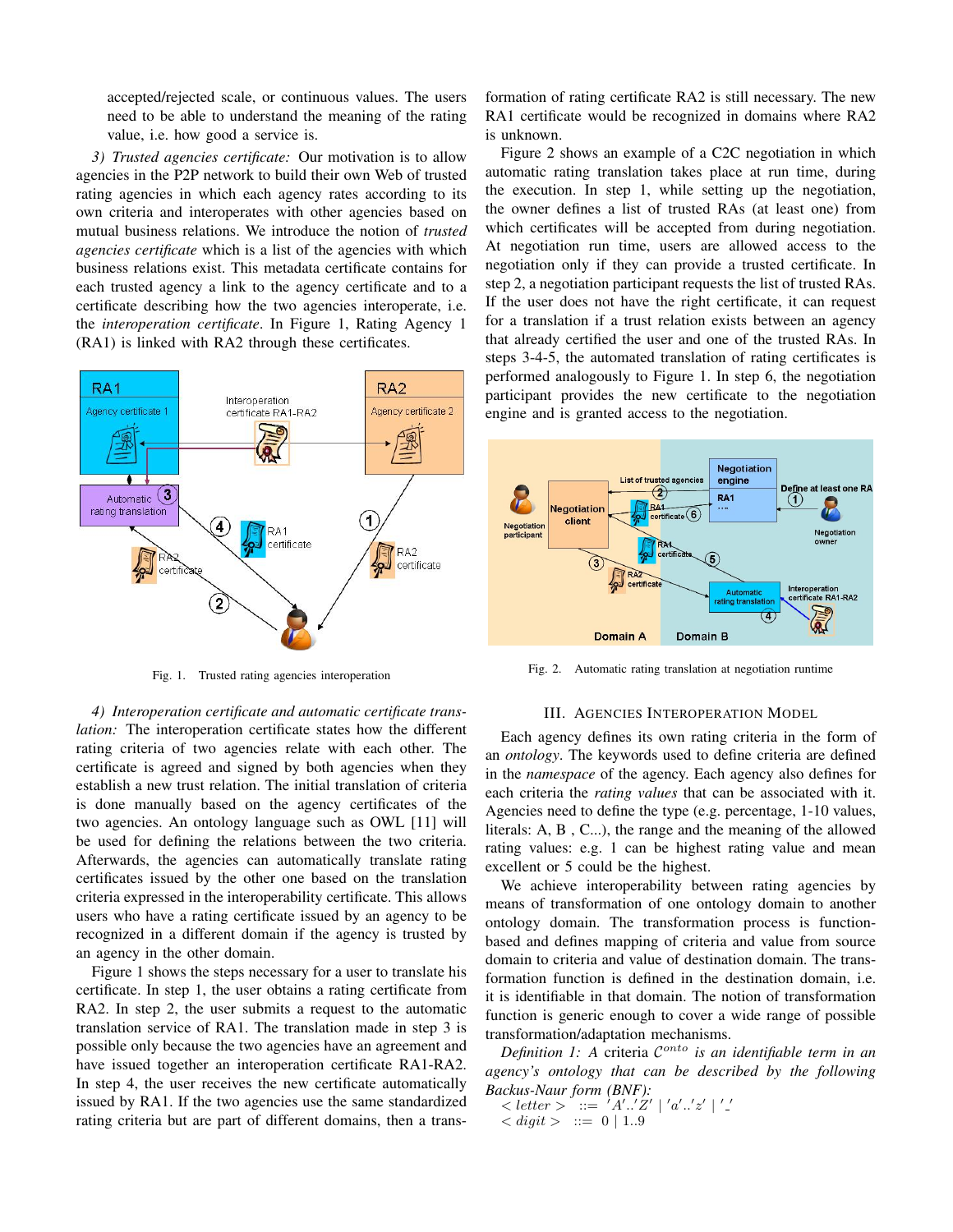accepted/rejected scale, or continuous values. The users need to be able to understand the meaning of the rating value, i.e. how good a service is.

*3) Trusted agencies certificate:* Our motivation is to allow agencies in the P2P network to build their own Web of trusted rating agencies in which each agency rates according to its own criteria and interoperates with other agencies based on mutual business relations. We introduce the notion of *trusted agencies certificate* which is a list of the agencies with which business relations exist. This metadata certificate contains for each trusted agency a link to the agency certificate and to a certificate describing how the two agencies interoperate, i.e. the *interoperation certificate*. In Figure 1, Rating Agency 1 (RA1) is linked with RA2 through these certificates.

Fig. 1. Trusted rating agencies interoperation

*4) Interoperation certificate and automatic certificate translation:* The interoperation certificate states how the different rating criteria of two agencies relate with each other. The certificate is agreed and signed by both agencies when they establish a new trust relation. The initial translation of criteria is done manually based on the agency certificates of the two agencies. An ontology language such as OWL [11] will be used for defining the relations between the two criteria. Afterwards, the agencies can automatically translate rating certificates issued by the other one based on the translation criteria expressed in the interoperability certificate. This allows users who have a rating certificate issued by an agency to be recognized in a different domain if the agency is trusted by an agency in the other domain.

Figure 1 shows the steps necessary for a user to translate his certificate. In step 1, the user obtains a rating certificate from RA2. In step 2, the user submits a request to the automatic translation service of RA1. The translation made in step 3 is possible only because the two agencies have an agreement and have issued together an interoperation certificate RA1-RA2. In step 4, the user receives the new certificate automatically issued by RA1. If the two agencies use the same standardized rating criteria but are part of different domains, then a transformation of rating certificate RA2 is still necessary. The new RA1 certificate would be recognized in domains where RA2 is unknown.

Figure 2 shows an example of a C2C negotiation in which automatic rating translation takes place at run time, during the execution. In step 1, while setting up the negotiation, the owner defines a list of trusted RAs (at least one) from which certificates will be accepted from during negotiation. At negotiation run time, users are allowed access to the negotiation only if they can provide a trusted certificate. In step 2, a negotiation participant requests the list of trusted RAs. If the user does not have the right certificate, it can request for a translation if a trust relation exists between an agency that already certified the user and one of the trusted RAs. In steps 3-4-5, the automated translation of rating certificates is performed analogously to Figure 1. In step 6, the negotiation participant provides the new certificate to the negotiation engine and is granted access to the negotiation.

Fig. 2. Automatic rating translation at negotiation runtime

## III. Agencies Interoperation Model

Each agency defines its own rating criteria in the form of an *ontology*. The keywords used to define criteria are defined in the *namespace* of the agency. Each agency also defines for each criteria the *rating values* that can be associated with it. Agencies need to define the type (e.g. percentage, 1-10 values, literals: A, B , C...), the range and the meaning of the allowed rating values: e.g. 1 can be highest rating value and mean excellent or 5 could be the highest.

We achieve interoperability between rating agencies by means of transformation of one ontology domain to another ontology domain. The transformation process is function-based and defines mapping of criteria and value from source domain to criteria and value of destination domain. The transformation function is defined in the destination domain, i.e. it is identifiable in that domain. The notion of transformation function is generic enough to cover a wide range of possible transformation/adaptation mechanisms.

*Definition 1: A* criteria $\mathcal{C}^{onto}$ *is an identifiable term in an agency's ontology that can be described by the following Backus-Naur form (BNF):*

$< letter >$ ::= $'A'..'Z'$ | $'a'..'z'$ | $'\_'$
$< digit >$ ::= $0$ | $1..9$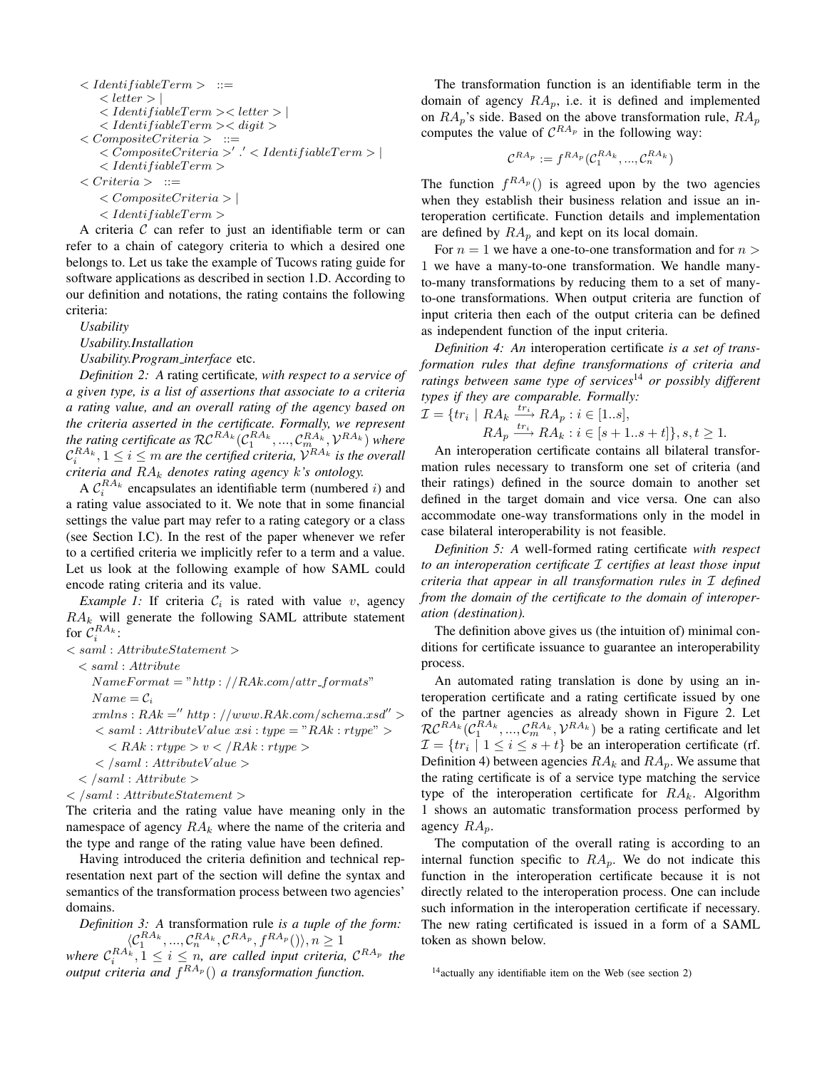$< IdentifiableTerm > \ ::=$
$< letter > |$
$< IdentifiableTerm >< letter > |$
$< IdentifiableTerm >< digit >$
$< CompositeCriteria > \ ::=$
$< CompositeCriteria >' .' < IdentifiableTerm > |$
$< IdentifiableTerm >$
$< Criteria > \ ::=$
$< CompositeCriteria > |$
$< IdentifiableTerm >$

A criteria $\mathcal{C}$ can refer to just an identifiable term or can refer to a chain of category criteria to which a desired one belongs to. Let us take the example of Tucows rating guide for software applications as described in section 1.D. According to our definition and notations, the rating contains the following criteria:

*Usability*

*Usability.Installation*

*Usability.Program_interface* etc.

*Definition 2: A* rating certificate*, with respect to a service of a given type, is a list of assertions that associate to a criteria a rating value, and an overall rating of the agency based on the criteria asserted in the certificate. Formally, we represent the rating certificate as $\mathcal{RC}^{RA_k}(\mathcal{C}_1^{RA_k}, ..., \mathcal{C}_m^{RA_k}, \mathcal{V}^{RA_k})$ where $\mathcal{C}_i^{RA_k}, 1 \leq i \leq m$ are the certified criteria, $\mathcal{V}^{RA_k}$ is the overall criteria and $RA_k$ denotes rating agency $k$'s ontology.*

A $\mathcal{C}_i^{RA_k}$ encapsulates an identifiable term (numbered $i$) and a rating value associated to it. We note that in some financial settings the value part may refer to a rating category or a class (see Section I.C). In the rest of the paper whenever we refer to a certified criteria we implicitly refer to a term and a value. Let us look at the following example of how SAML could encode rating criteria and its value.

*Example 1:* If criteria $\mathcal{C}_i$ is rated with value $v$, agency $RA_k$ will generate the following SAML attribute statement for $\mathcal{C}_i^{RA_k}$:

```
<saml:AttributeStatement>
  <saml:Attribute
    NameFormat="http://RAk.com/attr_formats"
    Name=C_i
    xmlns:RAk="http://www.RAk.com/schema.xsd">
    <saml:AttributeValue xsi:type="RAk:rtype">
      <RAk:rtype>v</RAk:rtype>
    </saml:AttributeValue>
  </saml:Attribute>
</saml:AttributeStatement>
```

The criteria and the rating value have meaning only in the namespace of agency $RA_k$ where the name of the criteria and the type and range of the rating value have been defined.

Having introduced the criteria definition and technical representation next part of the section will define the syntax and semantics of the transformation process between two agencies' domains.

*Definition 3: A* transformation rule *is a tuple of the form:*

$$\langle \mathcal{C}_1^{RA_k}, ..., \mathcal{C}_n^{RA_k}, \mathcal{C}^{RA_p}, f^{RA_p}() \rangle, n \geq 1$$

*where $\mathcal{C}_i^{RA_k}, 1 \leq i \leq n$, are called input criteria, $\mathcal{C}^{RA_p}$ the output criteria and $f^{RA_p}()$ a transformation function.*

The transformation function is an identifiable term in the domain of agency $RA_p$, i.e. it is defined and implemented on $RA_p$'s side. Based on the above transformation rule, $RA_p$ computes the value of $\mathcal{C}^{RA_p}$ in the following way:

$$\mathcal{C}^{RA_p} := f^{RA_p}(\mathcal{C}_1^{RA_k}, ..., \mathcal{C}_n^{RA_k})$$

The function $f^{RA_p}()$ is agreed upon by the two agencies when they establish their business relation and issue an interoperation certificate. Function details and implementation are defined by $RA_p$ and kept on its local domain.

For $n = 1$ we have a one-to-one transformation and for $n > 1$ we have a many-to-one transformation. We handle many-to-many transformations by reducing them to a set of many-to-one transformations. When output criteria are function of input criteria then each of the output criteria can be defined as independent function of the input criteria.

*Definition 4: An* interoperation certificate *is a set of transformation rules that define transformations of criteria and ratings between same type of services*[14] *or possibly different types if they are comparable. Formally:*

$$\mathcal{I} = \{tr_i \mid RA_k \xrightarrow{tr_i} RA_p : i \in [1..s], \\ RA_p \xrightarrow{tr_i} RA_k : i \in [s+1..s+t]\}, s, t \geq 1.$$

An interoperation certificate contains all bilateral transformation rules necessary to transform one set of criteria (and their ratings) defined in the source domain to another set defined in the target domain and vice versa. One can also accommodate one-way transformations only in the model in case bilateral interoperability is not feasible.

*Definition 5: A* well-formed rating certificate *with respect to an interoperation certificate $\mathcal{I}$ certifies at least those input criteria that appear in all transformation rules in $\mathcal{I}$ defined from the domain of the certificate to the domain of interoperation (destination).*

The definition above gives us (the intuition of) minimal conditions for certificate issuance to guarantee an interoperability process.

An automated rating translation is done by using an interoperation certificate and a rating certificate issued by one of the partner agencies as already shown in Figure 2. Let $\mathcal{RC}^{RA_k}(\mathcal{C}_1^{RA_k}, ..., \mathcal{C}_m^{RA_k}, \mathcal{V}^{RA_k})$ be a rating certificate and let $\mathcal{I} = \{tr_i \mid 1 \leq i \leq s+t\}$ be an interoperation certificate (rf. Definition 4) between agencies $RA_k$ and $RA_p$. We assume that the rating certificate is of a service type matching the service type of the interoperation certificate for $RA_k$. Algorithm 1 shows an automatic transformation process performed by agency $RA_p$.

The computation of the overall rating is according to an internal function specific to $RA_p$. We do not indicate this function in the interoperation certificate because it is not directly related to the interoperation process. One can include such information in the interoperation certificate if necessary. The new rating certificated is issued in a form of a SAML token as shown below.

[14] actually any identifiable item on the Web (see section 2)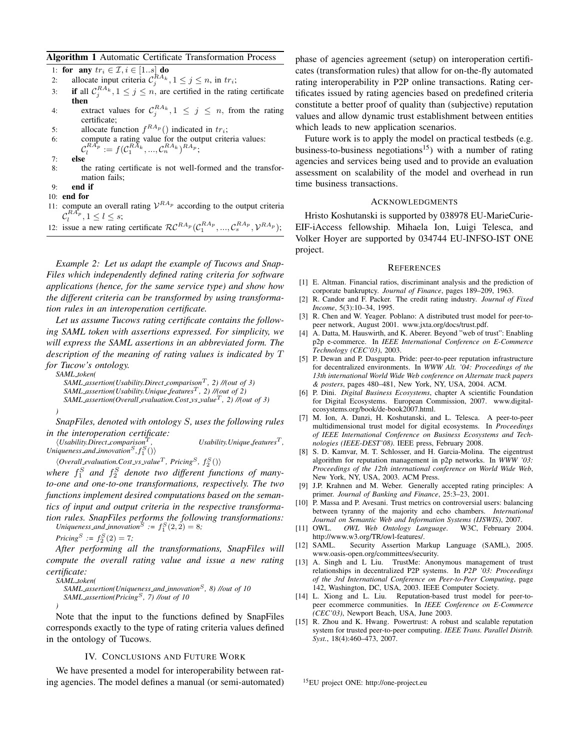**Algorithm 1** Automatic Certificate Transformation Process

1: **for** **any** $tr_i \in \mathcal{I}, i \in [1..s]$ **do**
2: allocate input criteria $\mathcal{C}_j^{RA_k}, 1 \leq j \leq n$, in $tr_i$;
3: **if** all $\mathcal{C}_j^{RA_k}, 1 \leq j \leq n$, are certified in the rating certificate **then**
4: extract values for $\mathcal{C}_j^{RA_k}, 1 \leq j \leq n$, from the rating certificate;
5: allocate function $f^{RA_p}()$ indicated in $tr_i$;
6: compute a rating value for the output criteria values: $\mathcal{C}_l^{RA_p} := f(\mathcal{C}_1^{RA_k}, ..., \mathcal{C}_n^{RA_k})^{RA_p}$;
7: **else**
8: the rating certificate is not well-formed and the transformation fails;
9: **end if**
10: **end for**
11: compute an overall rating $\mathcal{V}^{RA_p}$ according to the output criteria $\mathcal{C}_l^{RA_p}, 1 \leq l \leq s$;
12: issue a new rating certificate $\mathcal{RC}^{RA_p}(\mathcal{C}_1^{RA_p}, ..., \mathcal{C}_s^{RA_p}, \mathcal{V}^{RA_p})$;

*Example 2: Let us adapt the example of Tucows and SnapFiles which independently defined rating criteria for software applications (hence, for the same service type) and show how the different criteria can be transformed by using transformation rules in an interoperation certificate.*

*Let us assume Tucows rating certificate contains the following SAML token with assertions expressed. For simplicity, we will express the SAML assertions in an abbreviated form. The description of the meaning of rating values is indicated by $T$ for Tucow's ontology.*

*SAML_token(*
*SAML_assertion(Usability.Direct_comparison$^T$, 2) //(out of 3)*
*SAML_assertion(Usability.Unique_features$^T$, 2) //(out of 2)*
*SAML_assertion(Overall_evaluation.Cost_vs_value$^T$, 2) //(out of 3)*
*)*

*SnapFiles, denoted with ontology $S$, uses the following rules in the interoperation certificate:*

*⟨Usability.Direct_comparison$^T$, Usability.Unique_features$^T$, Uniqueness_and_innovation$^S$, $f_1^S()$⟩*

*⟨Overall_evaluation.Cost_vs_value$^T$, Pricing$^S$, $f_2^S()$⟩*

*where $f_1^S$ and $f_2^S$ denote two different functions of many-to-one and one-to-one transformations, respectively. The two functions implement desired computations based on the semantics of input and output criteria in the respective transformation rules. SnapFiles performs the following transformations:*

*Uniqueness_and_innovation$^S$ := $f_1^S(2, 2) = 8$;*

*Pricing$^S$ := $f_2^S(2) = 7$;*

*After performing all the transformations, SnapFiles will compute the overall rating value and issue a new rating certificate:*

*SAML_token(*
*SAML_assertion(Uniqueness_and_innovation$^S$, 8) //out of 10*
*SAML_assertion(Pricing$^S$, 7) //out of 10*
*)*

Note that the input to the functions defined by SnapFiles corresponds exactly to the type of rating criteria values defined in the ontology of Tucows.

## IV. Conclusions and Future Work

We have presented a model for interoperability between rating agencies. The model defines a manual (or semi-automated) phase of agencies agreement (setup) on interoperation certificates (transformation rules) that allow for on-the-fly automated rating interoperability in P2P online transactions. Rating certificates issued by rating agencies based on predefined criteria constitute a better proof of quality than (subjective) reputation values and allow dynamic trust establishment between entities which leads to new application scenarios.

Future work is to apply the model on practical testbeds (e.g. business-to-business negotiations[15]) with a number of rating agencies and services being used and to provide an evaluation assessment on scalability of the model and overhead in run time business transactions.

## Acknowledgments

Hristo Koshutanski is supported by 038978 EU-MarieCurie-EIF-iAccess fellowship. Mihaela Ion, Luigi Telesca, and Volker Hoyer are supported by 034744 EU-INFSO-IST ONE project.

## References

[1] E. Altman. Financial ratios, discriminant analysis and the prediction of corporate bankruptcy. *Journal of Finance*, pages 189–209, 1963.

[2] R. Candor and F. Packer. The credit rating industry. *Journal of Fixed Income*, 5(3):10–34, 1995.

[3] R. Chen and W. Yeager. Poblano: A distributed trust model for peer-to-peer network, August 2001. www.jxta.org/docs/trust.pdf.

[4] A. Datta, M. Hauswirth, and K. Aberer. Beyond "web of trust": Enabling p2p e-commerce. In *IEEE International Conference on E-Commerce Technology (CEC'03)*, 2003.

[5] P. Dewan and P. Dasgupta. Pride: peer-to-peer reputation infrastructure for decentralized environments. In *WWW Alt. '04: Proceedings of the 13th international World Wide Web conference on Alternate track papers & posters*, pages 480–481, New York, NY, USA, 2004. ACM.

[6] P. Dini. *Digital Business Ecosystems*, chapter A scientific Foundation for Digital Ecosystems. European Commission, 2007. www.digital-ecosystems.org/book/de-book2007.html.

[7] M. Ion, A. Danzi, H. Koshutanski, and L. Telesca. A peer-to-peer multidimensional trust model for digital ecosystems. In *Proceedings of IEEE International Conference on Business Ecosystems and Technologies (IEEE-DEST'08)*. IEEE press, February 2008.

[8] S. D. Kamvar, M. T. Schlosser, and H. Garcia-Molina. The eigentrust algorithm for reputation management in p2p networks. In *WWW '03: Proceedings of the 12th international conference on World Wide Web*, New York, NY, USA, 2003. ACM Press.

[9] J.P. Krahnen and M. Weber. Generally accepted rating principles: A primer. *Journal of Banking and Finance*, 25:3–23, 2001.

[10] P. Massa and P. Avesani. Trust metrics on controversial users: balancing between tyranny of the majority and echo chambers. *International Journal on Semantic Web and Information Systems (IJSWIS)*, 2007.

[11] OWL. *OWL Web Ontology Language*. W3C, February 2004. http://www.w3.org/TR/owl-features/.

[12] SAML. Security Assertion Markup Language (SAML), 2005. www.oasis-open.org/committees/security.

[13] A. Singh and L Liu. TrustMe: Anonymous management of trust relationships in decentralized P2P systems. In *P2P '03: Proceedings of the 3rd International Conference on Peer-to-Peer Computing*, page 142, Washington, DC, USA, 2003. IEEE Computer Society.

[14] L. Xiong and L. Liu. Reputation-based trust model for peer-to-peer ecommerce communities. In *IEEE Conference on E-Commerce (CEC'03)*, Newport Beach, USA, June 2003.

[15] R. Zhou and K. Hwang. Powertrust: A robust and scalable reputation system for trusted peer-to-peer computing. *IEEE Trans. Parallel Distrib. Syst.*, 18(4):460–473, 2007.

[15]EU project ONE: http://one-project.eu